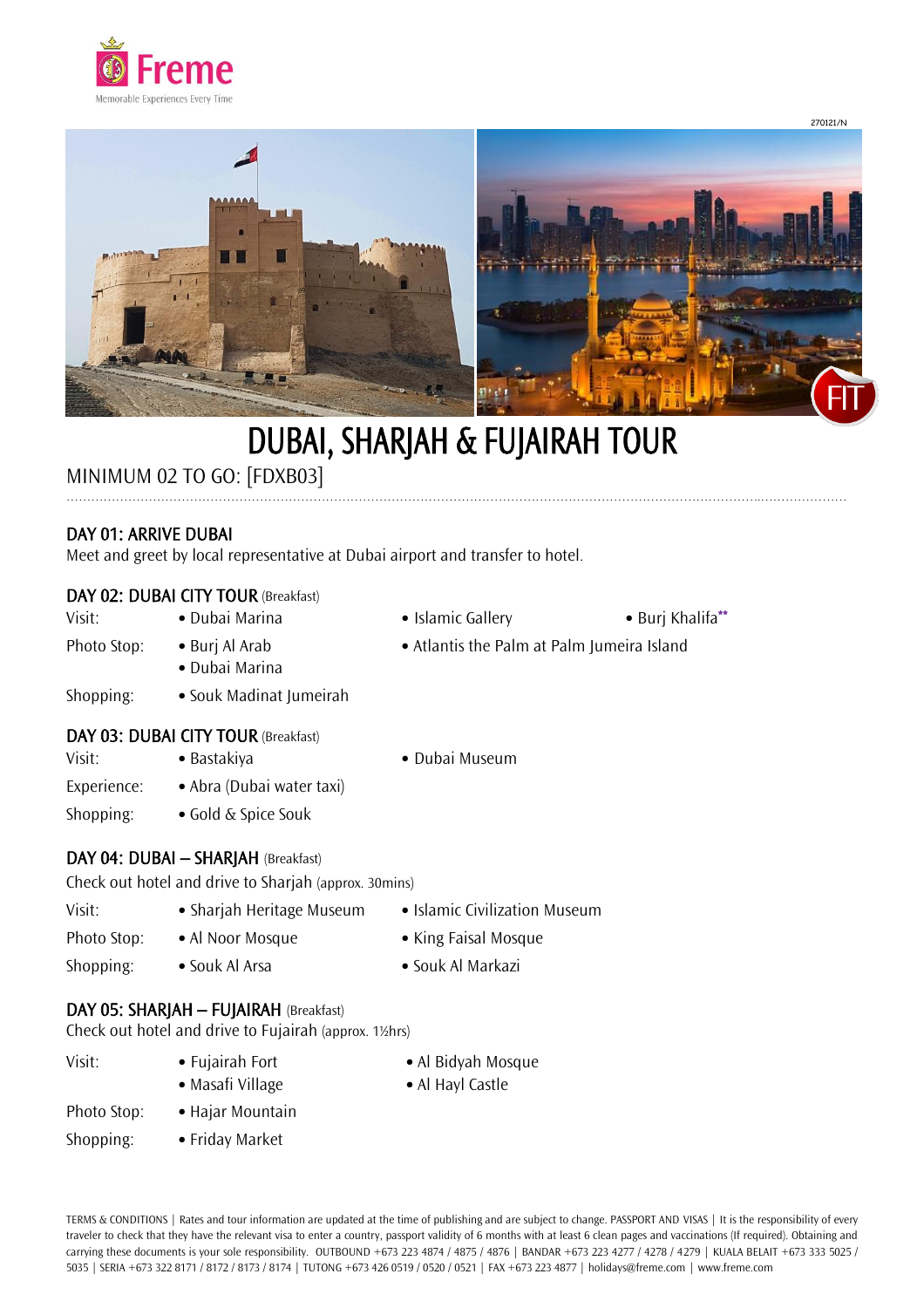Freme
Memorable Experiences Every Time

270121/N

FIT

# DUBAI, SHARJAH & FUJAIRAH TOUR

MINIMUM 02 TO GO: [FDXB03]

## DAY 01: ARRIVE DUBAI

Meet and greet by local representative at Dubai airport and transfer to hotel.

## DAY 02: DUBAI CITY TOUR (Breakfast)

Visit:
- Dubai Marina
- Islamic Gallery
- Burj Khalifa**

Photo Stop:
- Burj Al Arab
- Atlantis the Palm at Palm Jumeira Island
- Dubai Marina

Shopping:
- Souk Madinat Jumeirah

## DAY 03: DUBAI CITY TOUR (Breakfast)

Visit:
- Bastakiya
- Dubai Museum

Experience:
- Abra (Dubai water taxi)

Shopping:
- Gold & Spice Souk

## DAY 04: DUBAI – SHARJAH (Breakfast)

Check out hotel and drive to Sharjah (approx. 30mins)

Visit:
- Sharjah Heritage Museum
- Islamic Civilization Museum

Photo Stop:
- Al Noor Mosque
- King Faisal Mosque

Shopping:
- Souk Al Arsa
- Souk Al Markazi

## DAY 05: SHARJAH – FUJAIRAH (Breakfast)

Check out hotel and drive to Fujairah (approx. 1½hrs)

Visit:
- Fujairah Fort
- Al Bidyah Mosque
- Masafi Village
- Al Hayl Castle

Photo Stop:
- Hajar Mountain

Shopping:
- Friday Market

TERMS & CONDITIONS | Rates and tour information are updated at the time of publishing and are subject to change. PASSPORT AND VISAS | It is the responsibility of every traveler to check that they have the relevant visa to enter a country, passport validity of 6 months with at least 6 clean pages and vaccinations (If required). Obtaining and carrying these documents is your sole responsibility. OUTBOUND +673 223 4874 / 4875 / 4876 | BANDAR +673 223 4277 / 4278 / 4279 | KUALA BELAIT +673 333 5025 / 5035 | SERIA +673 322 8171 / 8172 / 8173 / 8174 | TUTONG +673 426 0519 / 0520 / 0521 | FAX +673 223 4877 | holidays@freme.com | www.freme.com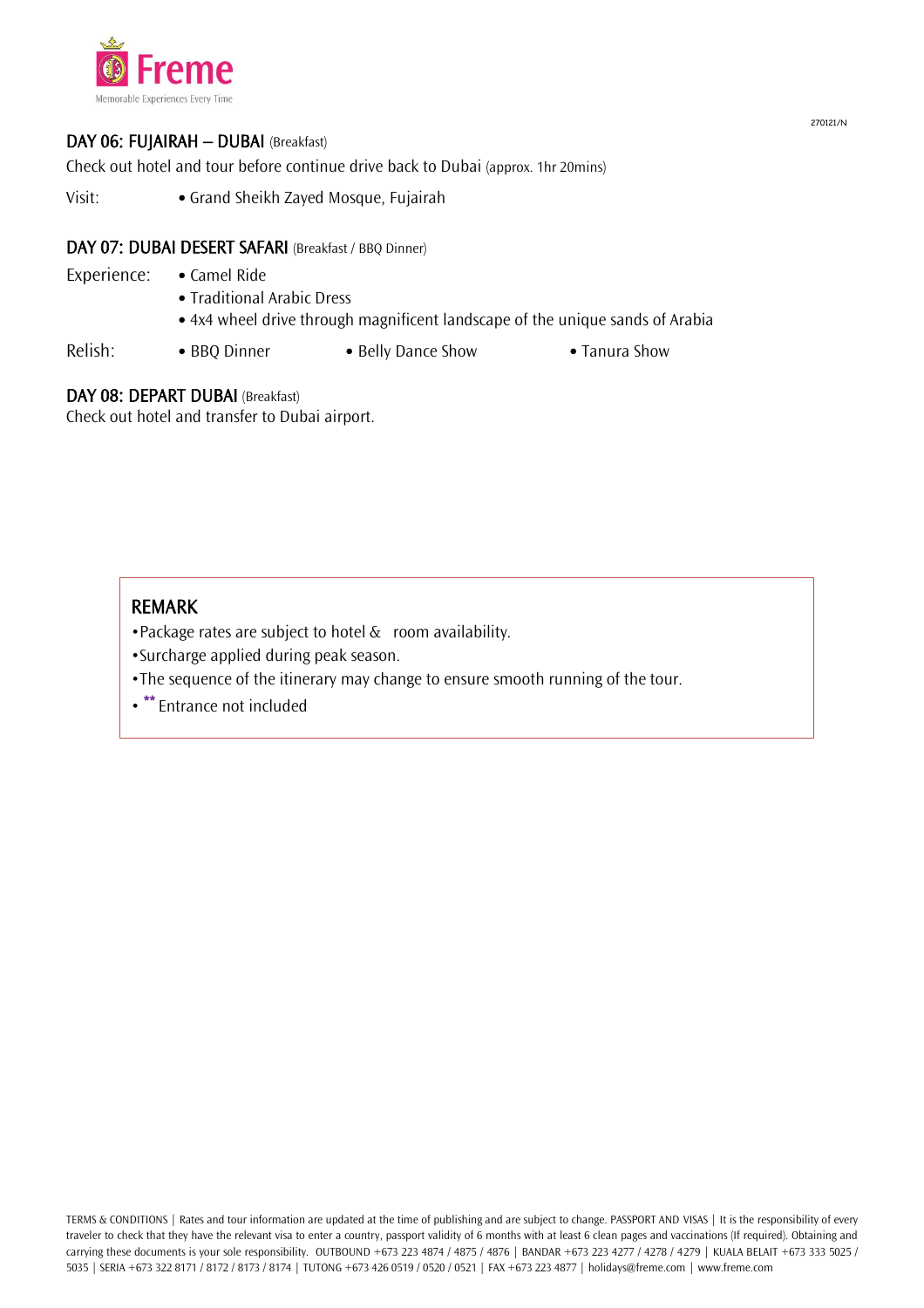270121/N

## DAY 06: FUJAIRAH – DUBAI (Breakfast)

Check out hotel and tour before continue drive back to Dubai (approx. 1hr 20mins)

Visit:
- Grand Sheikh Zayed Mosque, Fujairah

## DAY 07: DUBAI DESERT SAFARI (Breakfast / BBQ Dinner)

Experience:
- Camel Ride
- Traditional Arabic Dress
- 4x4 wheel drive through magnificent landscape of the unique sands of Arabia

Relish:
- BBQ Dinner
- Belly Dance Show
- Tanura Show

## DAY 08: DEPART DUBAI (Breakfast)

Check out hotel and transfer to Dubai airport.

### REMARK

- Package rates are subject to hotel & room availability.
- Surcharge applied during peak season.
- The sequence of the itinerary may change to ensure smooth running of the tour.
- ** Entrance not included

TERMS & CONDITIONS | Rates and tour information are updated at the time of publishing and are subject to change. PASSPORT AND VISAS | It is the responsibility of every traveler to check that they have the relevant visa to enter a country, passport validity of 6 months with at least 6 clean pages and vaccinations (If required). Obtaining and carrying these documents is your sole responsibility. OUTBOUND +673 223 4874 / 4875 / 4876 | BANDAR +673 223 4277 / 4278 / 4279 | KUALA BELAIT +673 333 5025 / 5035 | SERIA +673 322 8171 / 8172 / 8173 / 8174 | TUTONG +673 426 0519 / 0520 / 0521 | FAX +673 223 4877 | holidays@freme.com | www.freme.com